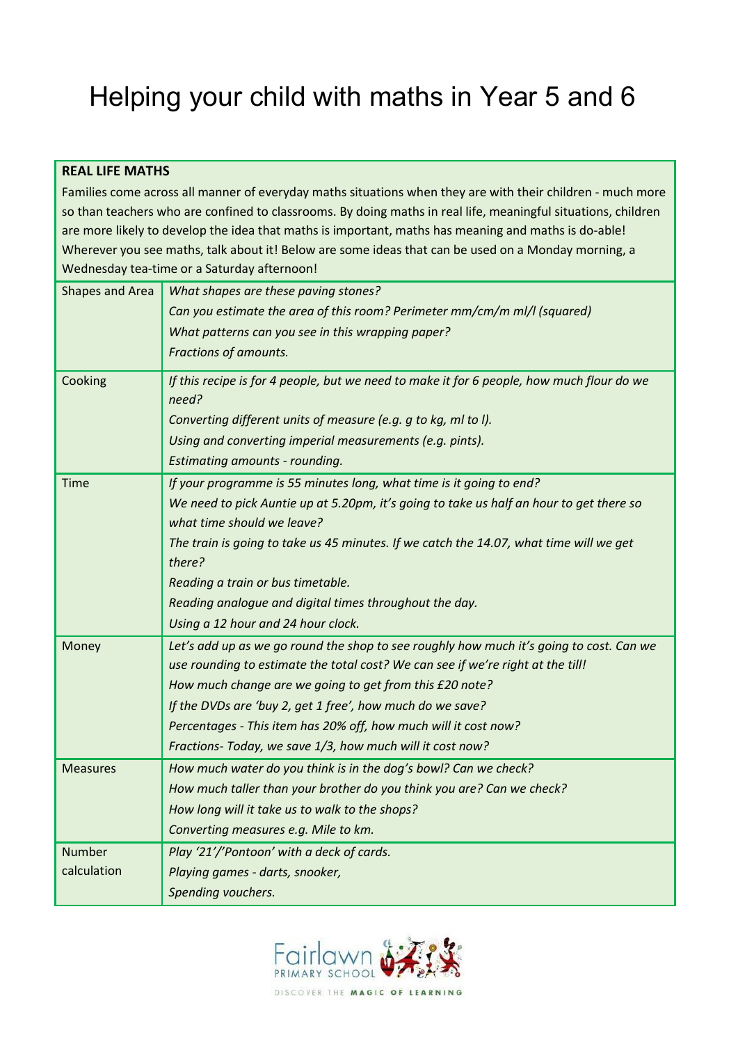# Helping your child with maths in Year 5 and 6

| **REAL LIFE MATHS** | |
|---|---|
| Families come across all manner of everyday maths situations when they are with their children - much more so than teachers who are confined to classrooms. By doing maths in real life, meaningful situations, children are more likely to develop the idea that maths is important, maths has meaning and maths is do-able! Wherever you see maths, talk about it! Below are some ideas that can be used on a Monday morning, a Wednesday tea-time or a Saturday afternoon! | |
| Shapes and Area | *What shapes are these paving stones?*<br>*Can you estimate the area of this room? Perimeter mm/cm/m ml/l (squared)*<br>*What patterns can you see in this wrapping paper?*<br>*Fractions of amounts.* |
| Cooking | *If this recipe is for 4 people, but we need to make it for 6 people, how much flour do we need?*<br>*Converting different units of measure (e.g. g to kg, ml to l).*<br>*Using and converting imperial measurements (e.g. pints).*<br>*Estimating amounts - rounding.* |
| Time | *If your programme is 55 minutes long, what time is it going to end?*<br>*We need to pick Auntie up at 5.20pm, it's going to take us half an hour to get there so what time should we leave?*<br>*The train is going to take us 45 minutes. If we catch the 14.07, what time will we get there?*<br>*Reading a train or bus timetable.*<br>*Reading analogue and digital times throughout the day.*<br>*Using a 12 hour and 24 hour clock.* |
| Money | *Let's add up as we go round the shop to see roughly how much it's going to cost. Can we use rounding to estimate the total cost? We can see if we're right at the till!*<br>*How much change are we going to get from this £20 note?*<br>*If the DVDs are 'buy 2, get 1 free', how much do we save?*<br>*Percentages - This item has 20% off, how much will it cost now?*<br>*Fractions- Today, we save 1/3, how much will it cost now?* |
| Measures | *How much water do you think is in the dog's bowl? Can we check?*<br>*How much taller than your brother do you think you are? Can we check?*<br>*How long will it take us to walk to the shops?*<br>*Converting measures e.g. Mile to km.* |
| Number calculation | *Play '21'/'Pontoon' with a deck of cards.*<br>*Playing games - darts, snooker,*<br>*Spending vouchers.* |

Fairlawn PRIMARY SCHOOL

DISCOVER THE **MAGIC OF LEARNING**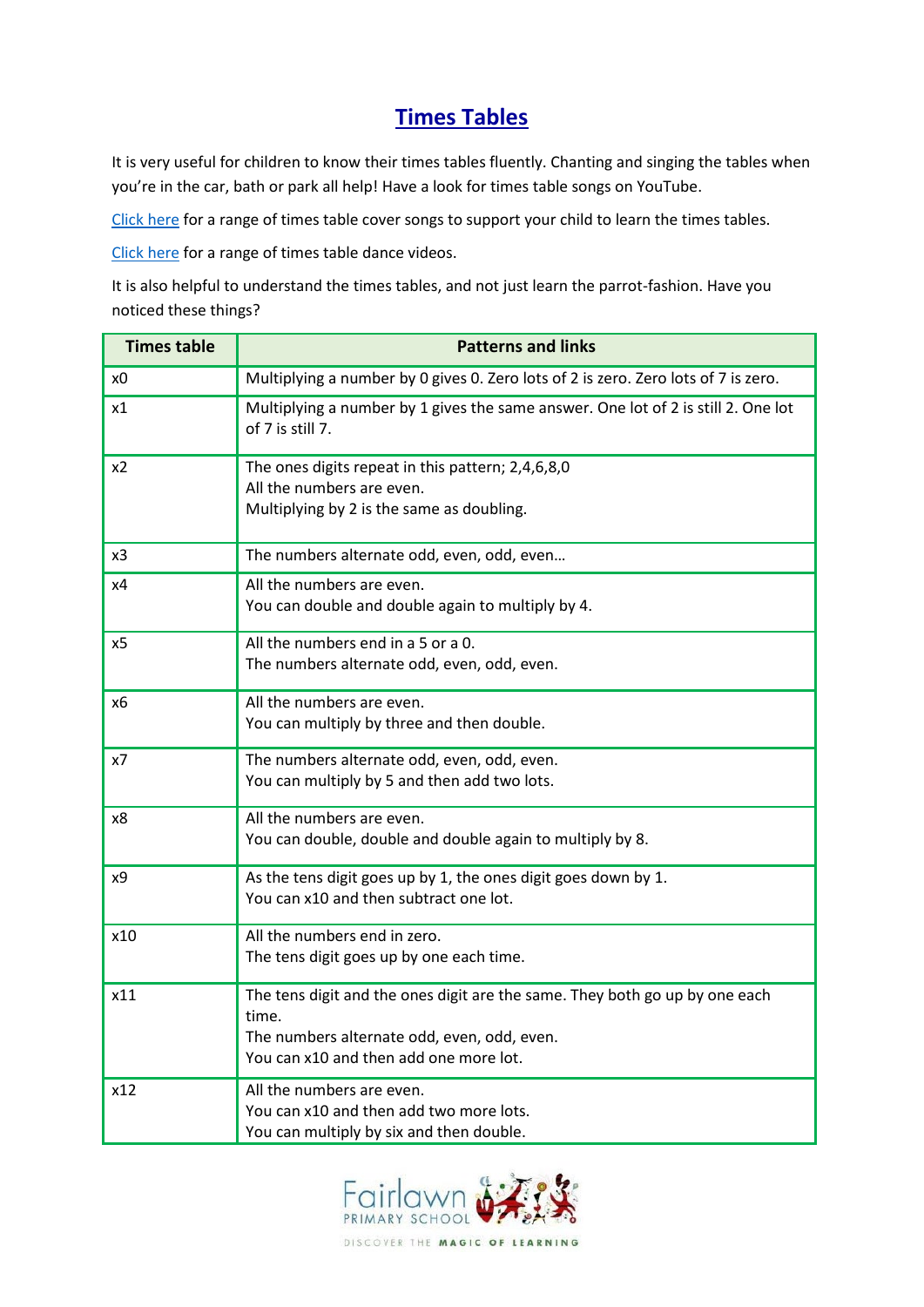# Times Tables

It is very useful for children to know their times tables fluently. Chanting and singing the tables when you're in the car, bath or park all help! Have a look for times table songs on YouTube.

Click here for a range of times table cover songs to support your child to learn the times tables.

Click here for a range of times table dance videos.

It is also helpful to understand the times tables, and not just learn the parrot-fashion. Have you noticed these things?

| Times table | Patterns and links |
|---|---|
| x0 | Multiplying a number by 0 gives 0. Zero lots of 2 is zero. Zero lots of 7 is zero. |
| x1 | Multiplying a number by 1 gives the same answer. One lot of 2 is still 2. One lot of 7 is still 7. |
| x2 | The ones digits repeat in this pattern; 2,4,6,8,0<br>All the numbers are even.<br>Multiplying by 2 is the same as doubling. |
| x3 | The numbers alternate odd, even, odd, even… |
| x4 | All the numbers are even.<br>You can double and double again to multiply by 4. |
| x5 | All the numbers end in a 5 or a 0.<br>The numbers alternate odd, even, odd, even. |
| x6 | All the numbers are even.<br>You can multiply by three and then double. |
| x7 | The numbers alternate odd, even, odd, even.<br>You can multiply by 5 and then add two lots. |
| x8 | All the numbers are even.<br>You can double, double and double again to multiply by 8. |
| x9 | As the tens digit goes up by 1, the ones digit goes down by 1.<br>You can x10 and then subtract one lot. |
| x10 | All the numbers end in zero.<br>The tens digit goes up by one each time. |
| x11 | The tens digit and the ones digit are the same. They both go up by one each time.<br>The numbers alternate odd, even, odd, even.<br>You can x10 and then add one more lot. |
| x12 | All the numbers are even.<br>You can x10 and then add two more lots.<br>You can multiply by six and then double. |

Fairlawn PRIMARY SCHOOL
DISCOVER THE MAGIC OF LEARNING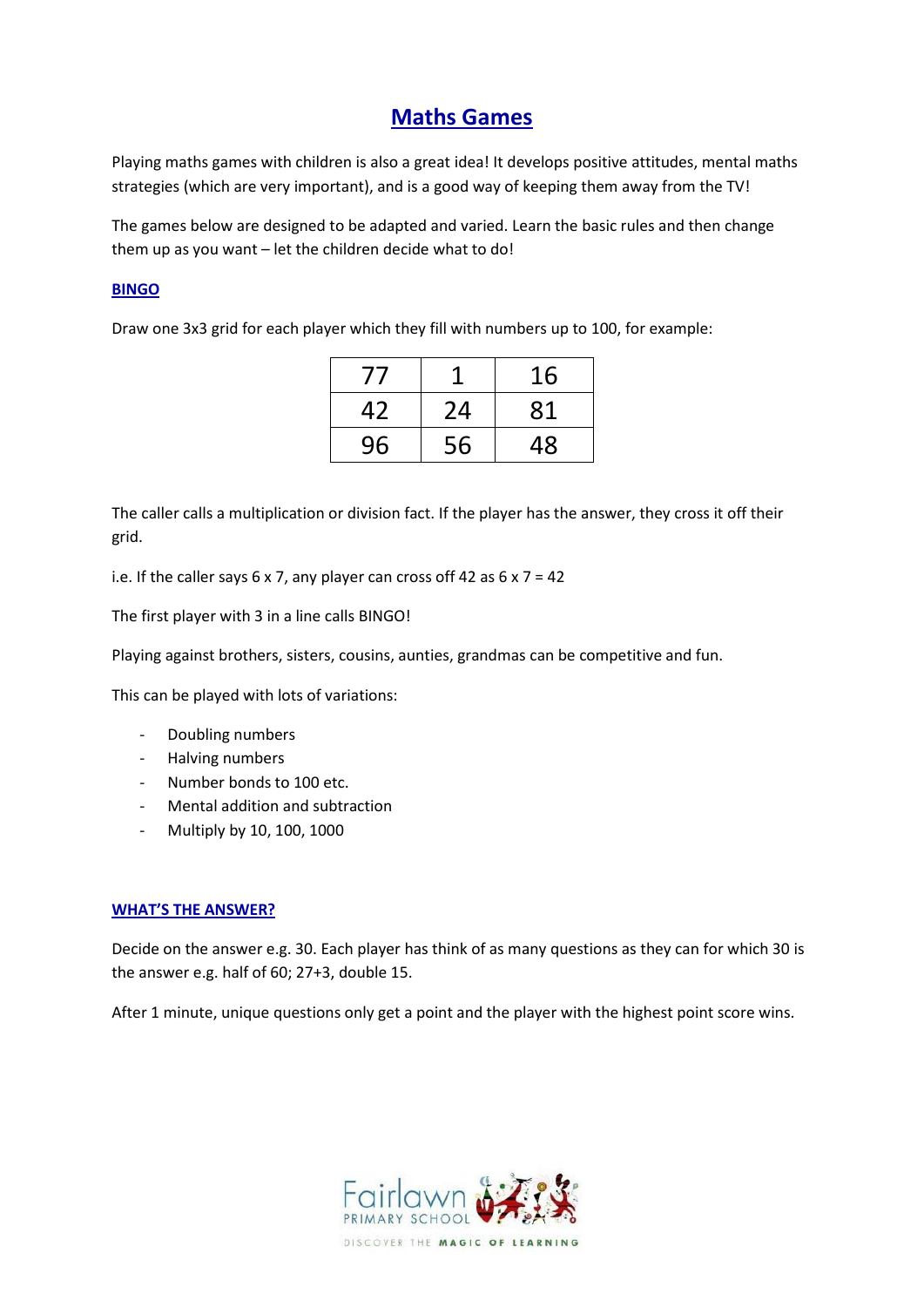# Maths Games

Playing maths games with children is also a great idea! It develops positive attitudes, mental maths strategies (which are very important), and is a good way of keeping them away from the TV!

The games below are designed to be adapted and varied. Learn the basic rules and then change them up as you want – let the children decide what to do!

## BINGO

Draw one 3x3 grid for each player which they fill with numbers up to 100, for example:

| 77 | 1 | 16 |
|---|---|---|
| 42 | 24 | 81 |
| 96 | 56 | 48 |

The caller calls a multiplication or division fact. If the player has the answer, they cross it off their grid.

i.e. If the caller says 6 x 7, any player can cross off 42 as 6 x 7 = 42

The first player with 3 in a line calls BINGO!

Playing against brothers, sisters, cousins, aunties, grandmas can be competitive and fun.

This can be played with lots of variations:

- Doubling numbers
- Halving numbers
- Number bonds to 100 etc.
- Mental addition and subtraction
- Multiply by 10, 100, 1000

## WHAT'S THE ANSWER?

Decide on the answer e.g. 30. Each player has think of as many questions as they can for which 30 is the answer e.g. half of 60; 27+3, double 15.

After 1 minute, unique questions only get a point and the player with the highest point score wins.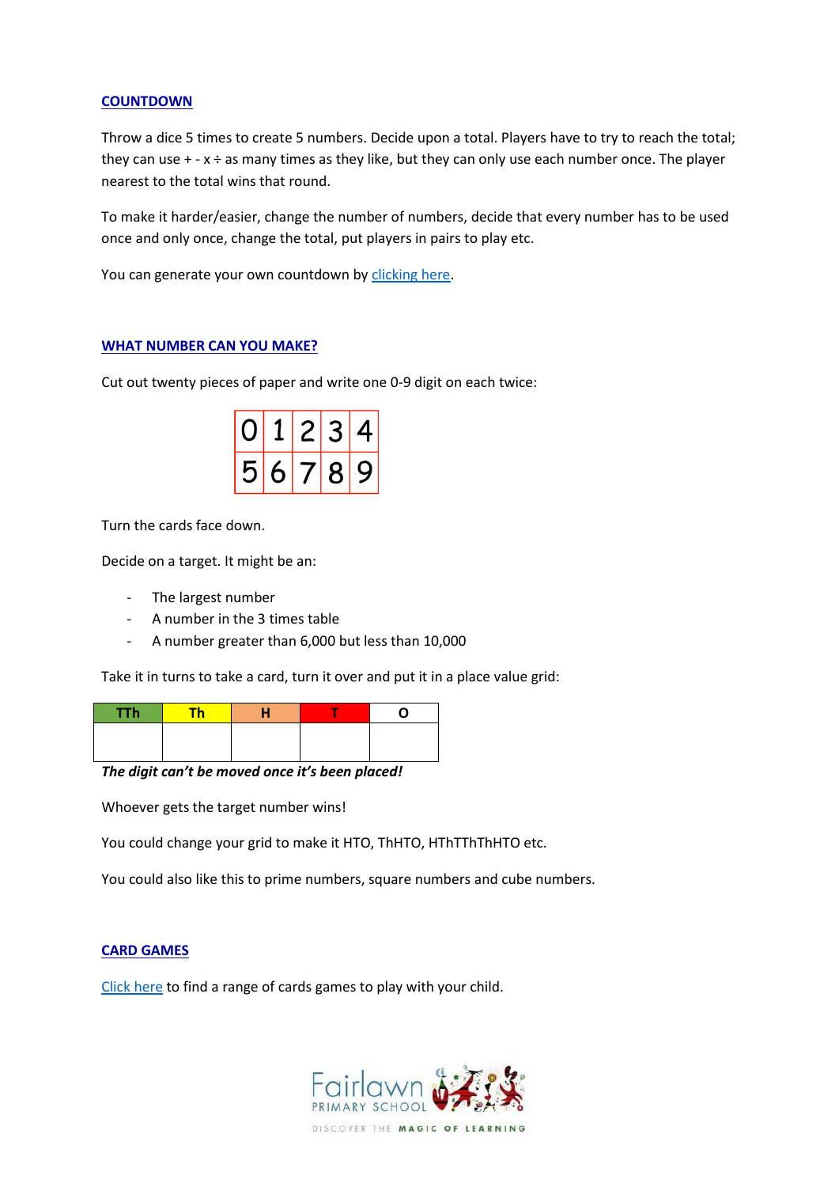## COUNTDOWN

Throw a dice 5 times to create 5 numbers. Decide upon a total. Players have to try to reach the total; they can use + - x ÷ as many times as they like, but they can only use each number once. The player nearest to the total wins that round.

To make it harder/easier, change the number of numbers, decide that every number has to be used once and only once, change the total, put players in pairs to play etc.

You can generate your own countdown by clicking here.

## WHAT NUMBER CAN YOU MAKE?

Cut out twenty pieces of paper and write one 0-9 digit on each twice:

| 0 | 1 | 2 | 3 | 4 |
|---|---|---|---|---|
| 5 | 6 | 7 | 8 | 9 |

Turn the cards face down.

Decide on a target. It might be an:

- The largest number
- A number in the 3 times table
- A number greater than 6,000 but less than 10,000

Take it in turns to take a card, turn it over and put it in a place value grid:

| TTh | Th | H | T | O |
|---|---|---|---|---|
| | | | | |

***The digit can't be moved once it's been placed!***

Whoever gets the target number wins!

You could change your grid to make it HTO, ThHTO, HThTThThHTO etc.

You could also like this to prime numbers, square numbers and cube numbers.

## CARD GAMES

Click here to find a range of cards games to play with your child.

Fairlawn PRIMARY SCHOOL
DISCOVER THE MAGIC OF LEARNING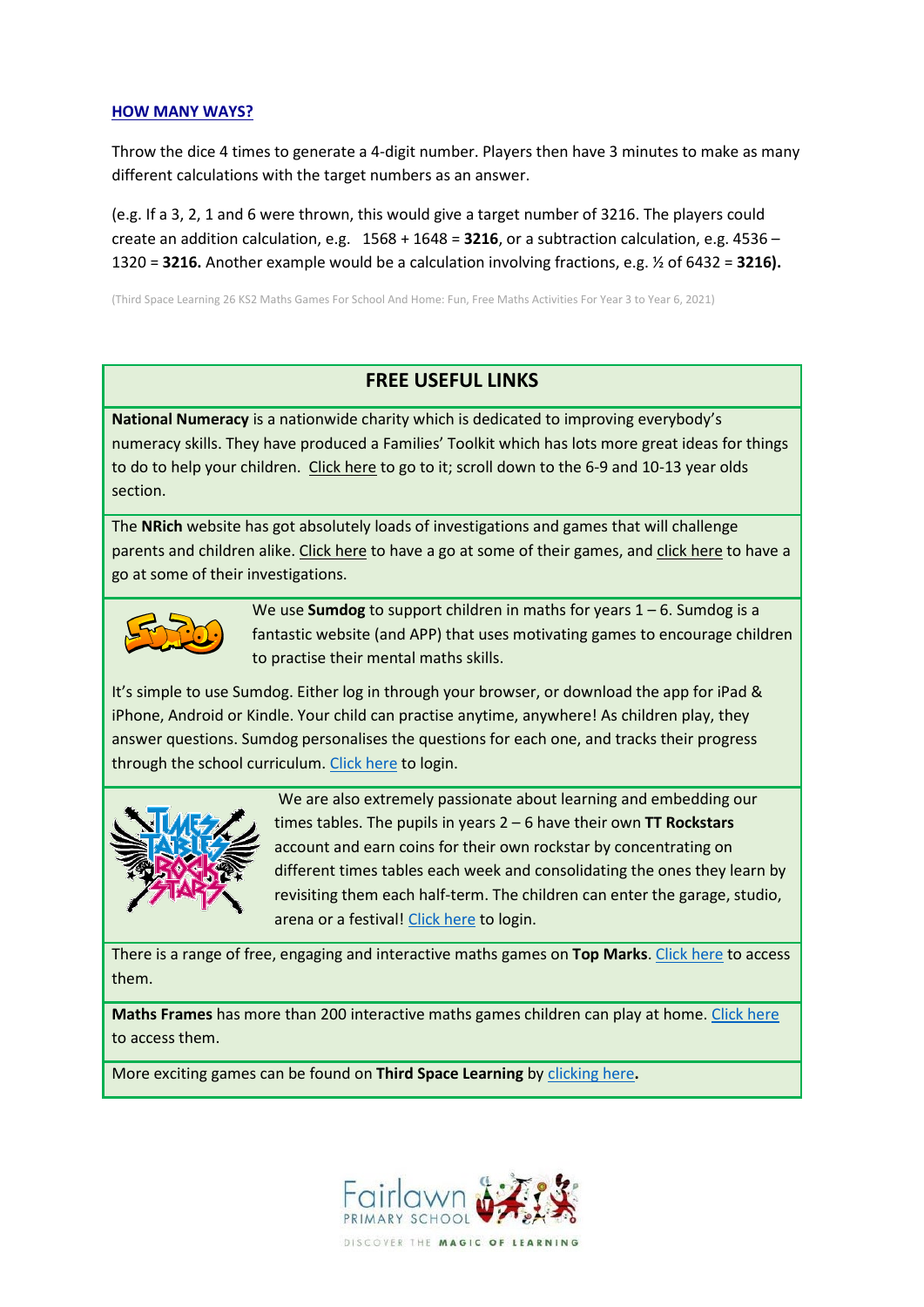**HOW MANY WAYS?**

Throw the dice 4 times to generate a 4-digit number. Players then have 3 minutes to make as many different calculations with the target numbers as an answer.

(e.g. If a 3, 2, 1 and 6 were thrown, this would give a target number of 3216. The players could create an addition calculation, e.g. 1568 + 1648 = **3216**, or a subtraction calculation, e.g. 4536 – 1320 = **3216.** Another example would be a calculation involving fractions, e.g. ½ of 6432 = **3216).**

(Third Space Learning 26 KS2 Maths Games For School And Home: Fun, Free Maths Activities For Year 3 to Year 6, 2021)

## FREE USEFUL LINKS

**National Numeracy** is a nationwide charity which is dedicated to improving everybody's numeracy skills. They have produced a Families' Toolkit which has lots more great ideas for things to do to help your children. Click here to go to it; scroll down to the 6-9 and 10-13 year olds section.

The **NRich** website has got absolutely loads of investigations and games that will challenge parents and children alike. Click here to have a go at some of their games, and click here to have a go at some of their investigations.

We use **Sumdog** to support children in maths for years 1 – 6. Sumdog is a fantastic website (and APP) that uses motivating games to encourage children to practise their mental maths skills.

It's simple to use Sumdog. Either log in through your browser, or download the app for iPad & iPhone, Android or Kindle. Your child can practise anytime, anywhere! As children play, they answer questions. Sumdog personalises the questions for each one, and tracks their progress through the school curriculum. Click here to login.

We are also extremely passionate about learning and embedding our times tables. The pupils in years 2 – 6 have their own **TT Rockstars** account and earn coins for their own rockstar by concentrating on different times tables each week and consolidating the ones they learn by revisiting them each half-term. The children can enter the garage, studio, arena or a festival! Click here to login.

There is a range of free, engaging and interactive maths games on **Top Marks**. Click here to access them.

**Maths Frames** has more than 200 interactive maths games children can play at home. Click here to access them.

More exciting games can be found on **Third Space Learning** by clicking here**.**

Fairlawn PRIMARY SCHOOL

DISCOVER THE MAGIC OF LEARNING